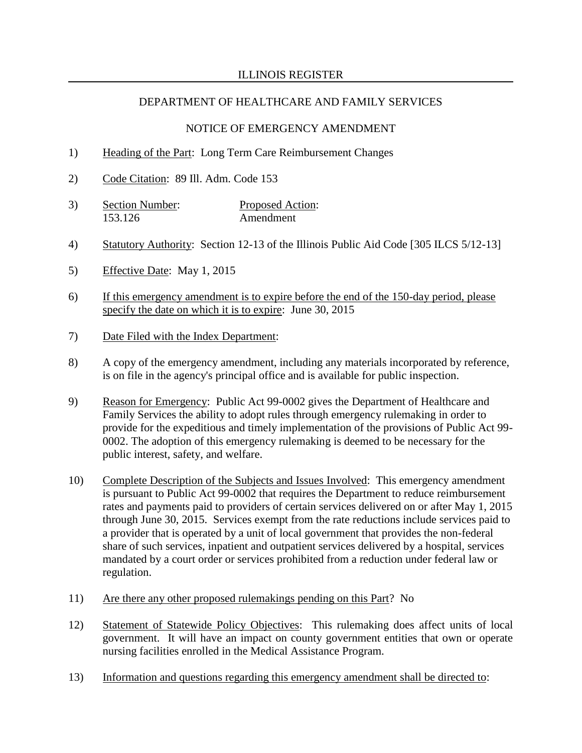# ILLINOIS REGISTER

## DEPARTMENT OF HEALTHCARE AND FAMILY SERVICES

### NOTICE OF EMERGENCY AMENDMENT

1) Heading of the Part: Long Term Care Reimbursement Changes

2) Code Citation: 89 Ill. Adm. Code 153

3) Section Number: 153.126 — Proposed Action: Amendment

| Section Number: | Proposed Action: |
|---|---|
| 153.126 | Amendment |

4) Statutory Authority: Section 12-13 of the Illinois Public Aid Code [305 ILCS 5/12-13]

5) Effective Date: May 1, 2015

6) If this emergency amendment is to expire before the end of the 150-day period, please specify the date on which it is to expire: June 30, 2015

7) Date Filed with the Index Department:

8) A copy of the emergency amendment, including any materials incorporated by reference, is on file in the agency's principal office and is available for public inspection.

9) Reason for Emergency: Public Act 99-0002 gives the Department of Healthcare and Family Services the ability to adopt rules through emergency rulemaking in order to provide for the expeditious and timely implementation of the provisions of Public Act 99-0002. The adoption of this emergency rulemaking is deemed to be necessary for the public interest, safety, and welfare.

10) Complete Description of the Subjects and Issues Involved: This emergency amendment is pursuant to Public Act 99-0002 that requires the Department to reduce reimbursement rates and payments paid to providers of certain services delivered on or after May 1, 2015 through June 30, 2015. Services exempt from the rate reductions include services paid to a provider that is operated by a unit of local government that provides the non-federal share of such services, inpatient and outpatient services delivered by a hospital, services mandated by a court order or services prohibited from a reduction under federal law or regulation.

11) Are there any other proposed rulemakings pending on this Part? No

12) Statement of Statewide Policy Objectives: This rulemaking does affect units of local government. It will have an impact on county government entities that own or operate nursing facilities enrolled in the Medical Assistance Program.

13) Information and questions regarding this emergency amendment shall be directed to: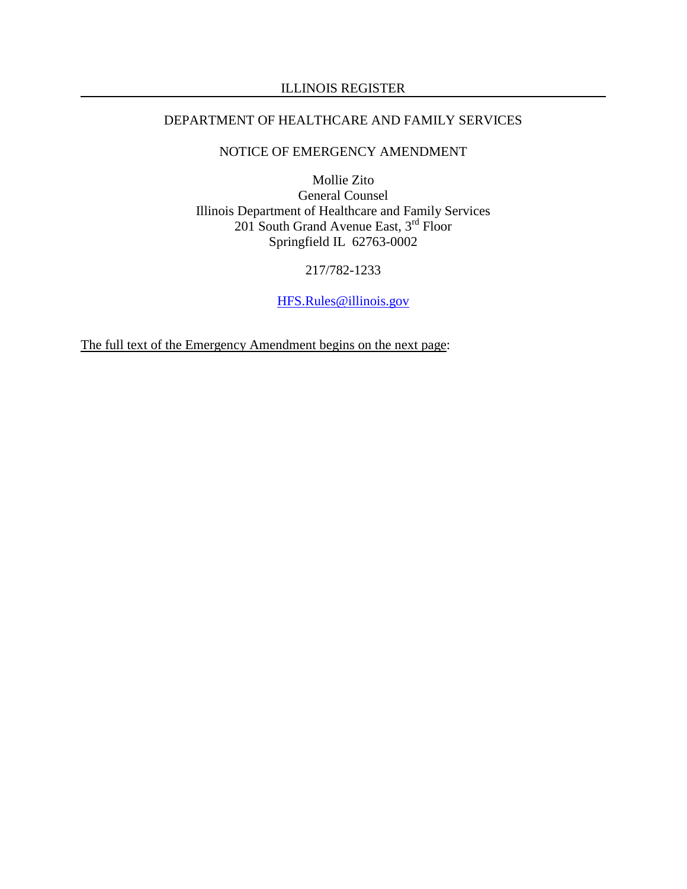Mollie Zito
General Counsel
Illinois Department of Healthcare and Family Services
201 South Grand Avenue East, 3rd Floor
Springfield IL 62763-0002

217/782-1233

HFS.Rules@illinois.gov

The full text of the Emergency Amendment begins on the next page: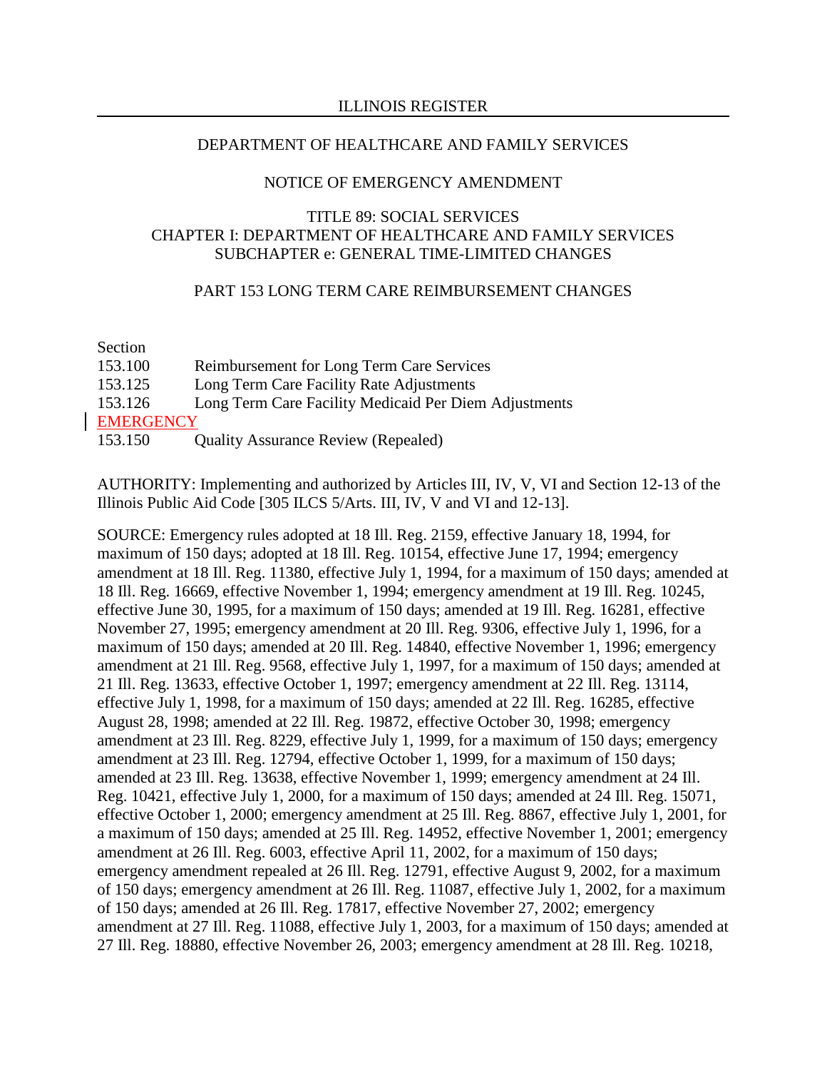DEPARTMENT OF HEALTHCARE AND FAMILY SERVICES

NOTICE OF EMERGENCY AMENDMENT

TITLE 89: SOCIAL SERVICES
CHAPTER I: DEPARTMENT OF HEALTHCARE AND FAMILY SERVICES
SUBCHAPTER e: GENERAL TIME-LIMITED CHANGES

PART 153 LONG TERM CARE REIMBURSEMENT CHANGES

| Section | |
|---|---|
| 153.100 | Reimbursement for Long Term Care Services |
| 153.125 | Long Term Care Facility Rate Adjustments |
| 153.126 | Long Term Care Facility Medicaid Per Diem Adjustments |
| EMERGENCY | |
| 153.150 | Quality Assurance Review (Repealed) |

AUTHORITY: Implementing and authorized by Articles III, IV, V, VI and Section 12-13 of the Illinois Public Aid Code [305 ILCS 5/Arts. III, IV, V and VI and 12-13].

SOURCE: Emergency rules adopted at 18 Ill. Reg. 2159, effective January 18, 1994, for maximum of 150 days; adopted at 18 Ill. Reg. 10154, effective June 17, 1994; emergency amendment at 18 Ill. Reg. 11380, effective July 1, 1994, for a maximum of 150 days; amended at 18 Ill. Reg. 16669, effective November 1, 1994; emergency amendment at 19 Ill. Reg. 10245, effective June 30, 1995, for a maximum of 150 days; amended at 19 Ill. Reg. 16281, effective November 27, 1995; emergency amendment at 20 Ill. Reg. 9306, effective July 1, 1996, for a maximum of 150 days; amended at 20 Ill. Reg. 14840, effective November 1, 1996; emergency amendment at 21 Ill. Reg. 9568, effective July 1, 1997, for a maximum of 150 days; amended at 21 Ill. Reg. 13633, effective October 1, 1997; emergency amendment at 22 Ill. Reg. 13114, effective July 1, 1998, for a maximum of 150 days; amended at 22 Ill. Reg. 16285, effective August 28, 1998; amended at 22 Ill. Reg. 19872, effective October 30, 1998; emergency amendment at 23 Ill. Reg. 8229, effective July 1, 1999, for a maximum of 150 days; emergency amendment at 23 Ill. Reg. 12794, effective October 1, 1999, for a maximum of 150 days; amended at 23 Ill. Reg. 13638, effective November 1, 1999; emergency amendment at 24 Ill. Reg. 10421, effective July 1, 2000, for a maximum of 150 days; amended at 24 Ill. Reg. 15071, effective October 1, 2000; emergency amendment at 25 Ill. Reg. 8867, effective July 1, 2001, for a maximum of 150 days; amended at 25 Ill. Reg. 14952, effective November 1, 2001; emergency amendment at 26 Ill. Reg. 6003, effective April 11, 2002, for a maximum of 150 days; emergency amendment repealed at 26 Ill. Reg. 12791, effective August 9, 2002, for a maximum of 150 days; emergency amendment at 26 Ill. Reg. 11087, effective July 1, 2002, for a maximum of 150 days; amended at 26 Ill. Reg. 17817, effective November 27, 2002; emergency amendment at 27 Ill. Reg. 11088, effective July 1, 2003, for a maximum of 150 days; amended at 27 Ill. Reg. 18880, effective November 26, 2003; emergency amendment at 28 Ill. Reg. 10218,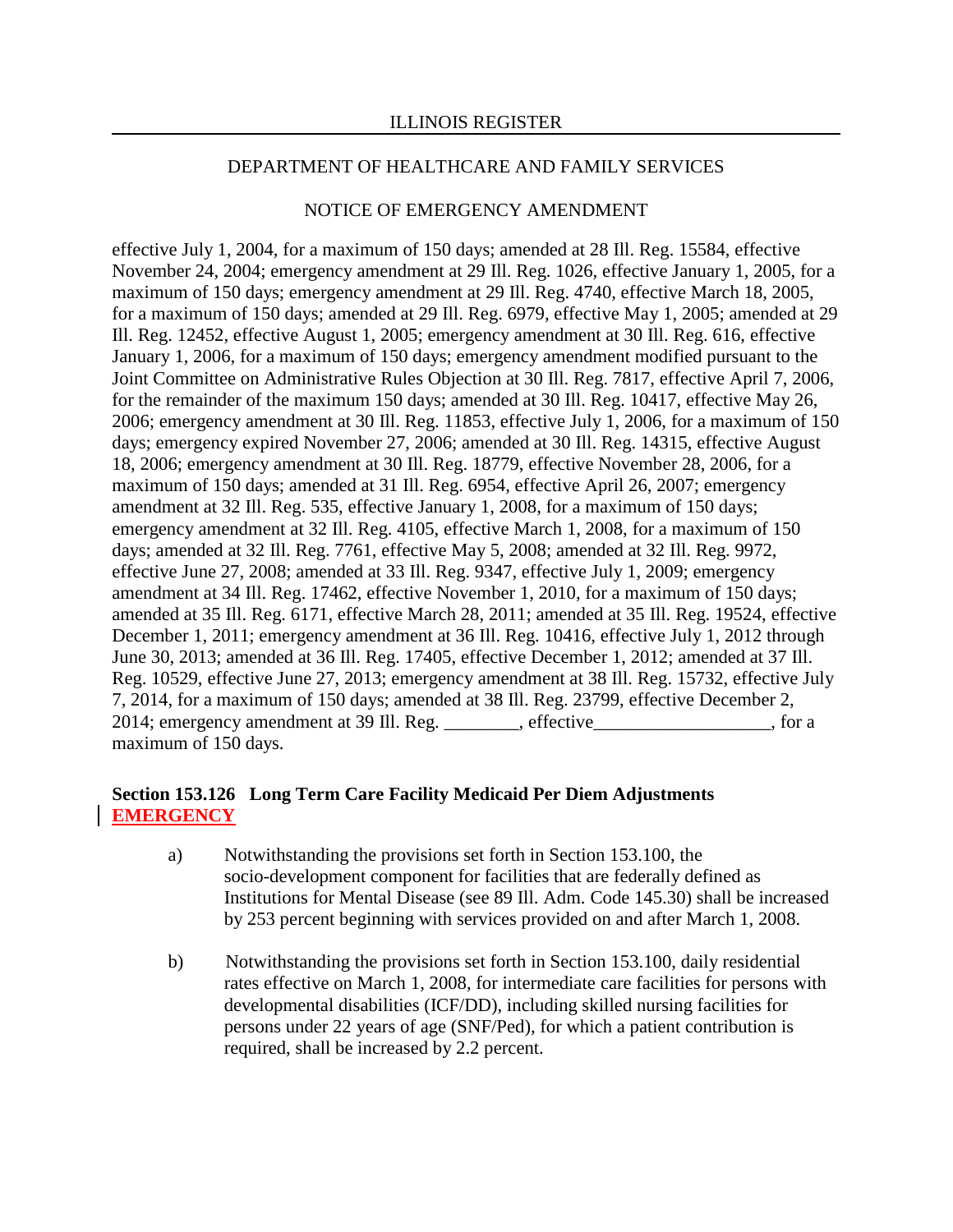effective July 1, 2004, for a maximum of 150 days; amended at 28 Ill. Reg. 15584, effective November 24, 2004; emergency amendment at 29 Ill. Reg. 1026, effective January 1, 2005, for a maximum of 150 days; emergency amendment at 29 Ill. Reg. 4740, effective March 18, 2005, for a maximum of 150 days; amended at 29 Ill. Reg. 6979, effective May 1, 2005; amended at 29 Ill. Reg. 12452, effective August 1, 2005; emergency amendment at 30 Ill. Reg. 616, effective January 1, 2006, for a maximum of 150 days; emergency amendment modified pursuant to the Joint Committee on Administrative Rules Objection at 30 Ill. Reg. 7817, effective April 7, 2006, for the remainder of the maximum 150 days; amended at 30 Ill. Reg. 10417, effective May 26, 2006; emergency amendment at 30 Ill. Reg. 11853, effective July 1, 2006, for a maximum of 150 days; emergency expired November 27, 2006; amended at 30 Ill. Reg. 14315, effective August 18, 2006; emergency amendment at 30 Ill. Reg. 18779, effective November 28, 2006, for a maximum of 150 days; amended at 31 Ill. Reg. 6954, effective April 26, 2007; emergency amendment at 32 Ill. Reg. 535, effective January 1, 2008, for a maximum of 150 days; emergency amendment at 32 Ill. Reg. 4105, effective March 1, 2008, for a maximum of 150 days; amended at 32 Ill. Reg. 7761, effective May 5, 2008; amended at 32 Ill. Reg. 9972, effective June 27, 2008; amended at 33 Ill. Reg. 9347, effective July 1, 2009; emergency amendment at 34 Ill. Reg. 17462, effective November 1, 2010, for a maximum of 150 days; amended at 35 Ill. Reg. 6171, effective March 28, 2011; amended at 35 Ill. Reg. 19524, effective December 1, 2011; emergency amendment at 36 Ill. Reg. 10416, effective July 1, 2012 through June 30, 2013; amended at 36 Ill. Reg. 17405, effective December 1, 2012; amended at 37 Ill. Reg. 10529, effective June 27, 2013; emergency amendment at 38 Ill. Reg. 15732, effective July 7, 2014, for a maximum of 150 days; amended at 38 Ill. Reg. 23799, effective December 2, 2014; emergency amendment at 39 Ill. Reg. ________, effective___________________, for a maximum of 150 days.

**Section 153.126 Long Term Care Facility Medicaid Per Diem Adjustments**
**EMERGENCY**

a) Notwithstanding the provisions set forth in Section 153.100, the socio-development component for facilities that are federally defined as Institutions for Mental Disease (see 89 Ill. Adm. Code 145.30) shall be increased by 253 percent beginning with services provided on and after March 1, 2008.

b) Notwithstanding the provisions set forth in Section 153.100, daily residential rates effective on March 1, 2008, for intermediate care facilities for persons with developmental disabilities (ICF/DD), including skilled nursing facilities for persons under 22 years of age (SNF/Ped), for which a patient contribution is required, shall be increased by 2.2 percent.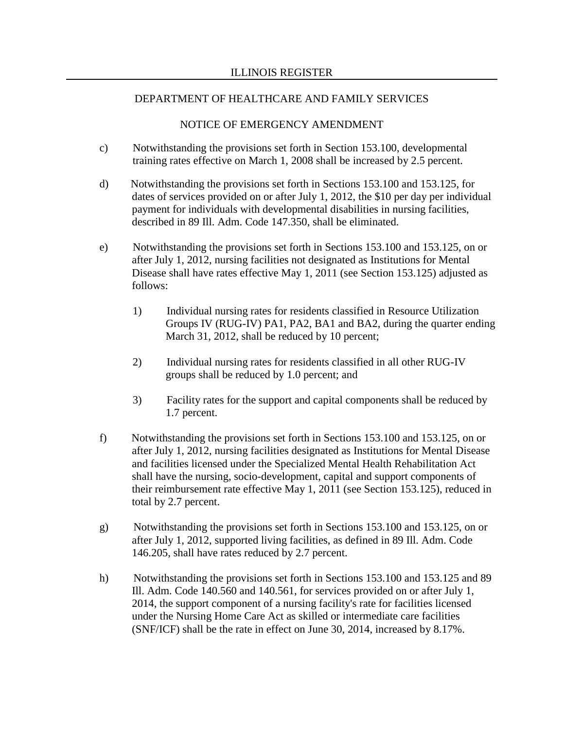c) Notwithstanding the provisions set forth in Section 153.100, developmental training rates effective on March 1, 2008 shall be increased by 2.5 percent.

d) Notwithstanding the provisions set forth in Sections 153.100 and 153.125, for dates of services provided on or after July 1, 2012, the $10 per day per individual payment for individuals with developmental disabilities in nursing facilities, described in 89 Ill. Adm. Code 147.350, shall be eliminated.

e) Notwithstanding the provisions set forth in Sections 153.100 and 153.125, on or after July 1, 2012, nursing facilities not designated as Institutions for Mental Disease shall have rates effective May 1, 2011 (see Section 153.125) adjusted as follows:

   1) Individual nursing rates for residents classified in Resource Utilization Groups IV (RUG-IV) PA1, PA2, BA1 and BA2, during the quarter ending March 31, 2012, shall be reduced by 10 percent;

   2) Individual nursing rates for residents classified in all other RUG-IV groups shall be reduced by 1.0 percent; and

   3) Facility rates for the support and capital components shall be reduced by 1.7 percent.

f) Notwithstanding the provisions set forth in Sections 153.100 and 153.125, on or after July 1, 2012, nursing facilities designated as Institutions for Mental Disease and facilities licensed under the Specialized Mental Health Rehabilitation Act shall have the nursing, socio-development, capital and support components of their reimbursement rate effective May 1, 2011 (see Section 153.125), reduced in total by 2.7 percent.

g) Notwithstanding the provisions set forth in Sections 153.100 and 153.125, on or after July 1, 2012, supported living facilities, as defined in 89 Ill. Adm. Code 146.205, shall have rates reduced by 2.7 percent.

h) Notwithstanding the provisions set forth in Sections 153.100 and 153.125 and 89 Ill. Adm. Code 140.560 and 140.561, for services provided on or after July 1, 2014, the support component of a nursing facility's rate for facilities licensed under the Nursing Home Care Act as skilled or intermediate care facilities (SNF/ICF) shall be the rate in effect on June 30, 2014, increased by 8.17%.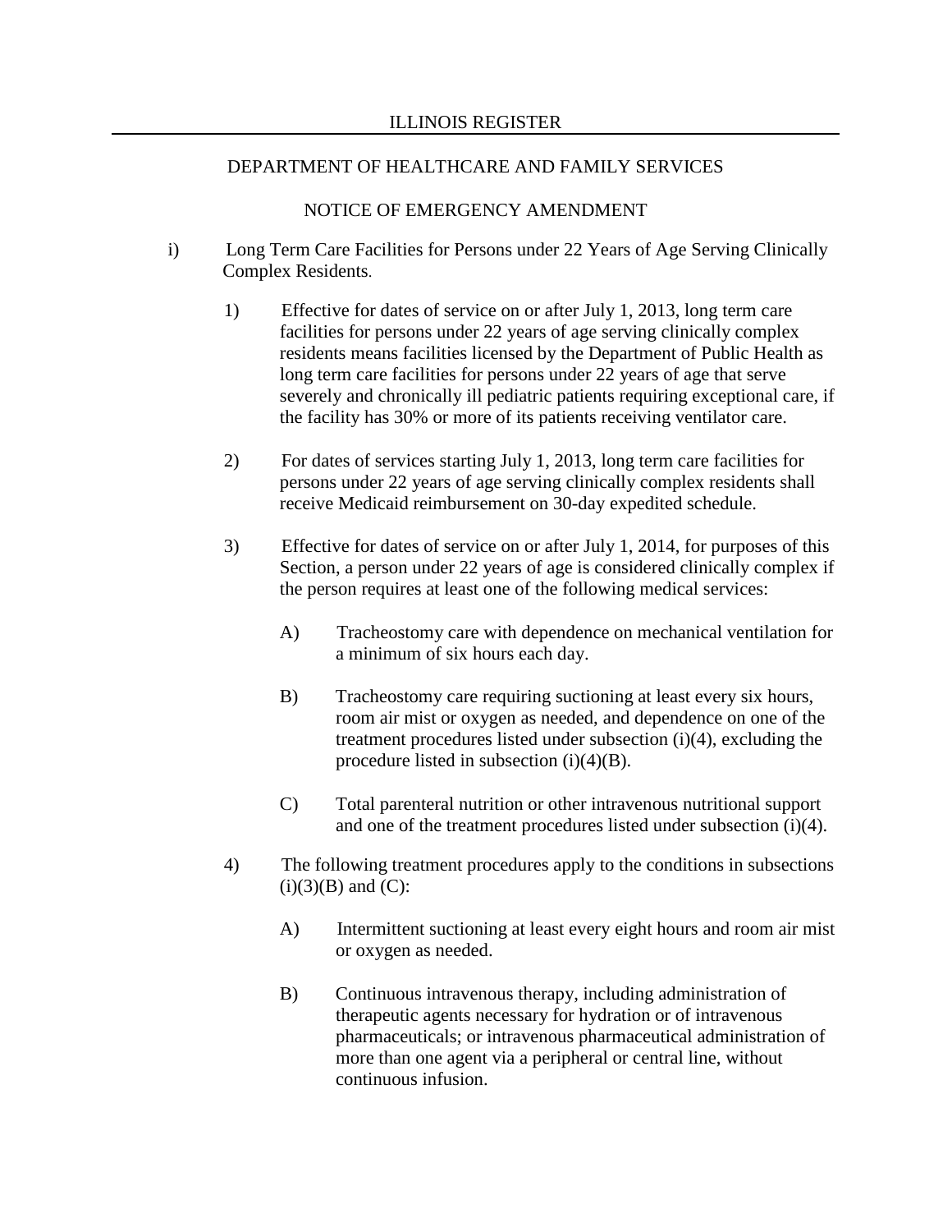i) Long Term Care Facilities for Persons under 22 Years of Age Serving Clinically Complex Residents.

1) Effective for dates of service on or after July 1, 2013, long term care facilities for persons under 22 years of age serving clinically complex residents means facilities licensed by the Department of Public Health as long term care facilities for persons under 22 years of age that serve severely and chronically ill pediatric patients requiring exceptional care, if the facility has 30% or more of its patients receiving ventilator care.

2) For dates of services starting July 1, 2013, long term care facilities for persons under 22 years of age serving clinically complex residents shall receive Medicaid reimbursement on 30-day expedited schedule.

3) Effective for dates of service on or after July 1, 2014, for purposes of this Section, a person under 22 years of age is considered clinically complex if the person requires at least one of the following medical services:

   A) Tracheostomy care with dependence on mechanical ventilation for a minimum of six hours each day.

   B) Tracheostomy care requiring suctioning at least every six hours, room air mist or oxygen as needed, and dependence on one of the treatment procedures listed under subsection (i)(4), excluding the procedure listed in subsection (i)(4)(B).

   C) Total parenteral nutrition or other intravenous nutritional support and one of the treatment procedures listed under subsection (i)(4).

4) The following treatment procedures apply to the conditions in subsections (i)(3)(B) and (C):

   A) Intermittent suctioning at least every eight hours and room air mist or oxygen as needed.

   B) Continuous intravenous therapy, including administration of therapeutic agents necessary for hydration or of intravenous pharmaceuticals; or intravenous pharmaceutical administration of more than one agent via a peripheral or central line, without continuous infusion.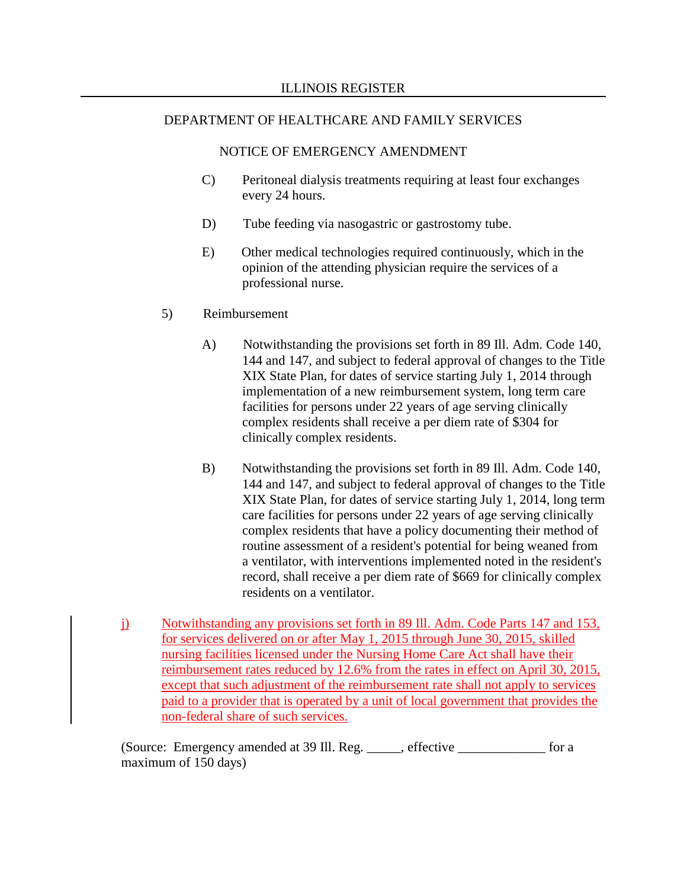C) Peritoneal dialysis treatments requiring at least four exchanges every 24 hours.

D) Tube feeding via nasogastric or gastrostomy tube.

E) Other medical technologies required continuously, which in the opinion of the attending physician require the services of a professional nurse.

5) Reimbursement

A) Notwithstanding the provisions set forth in 89 Ill. Adm. Code 140, 144 and 147, and subject to federal approval of changes to the Title XIX State Plan, for dates of service starting July 1, 2014 through implementation of a new reimbursement system, long term care facilities for persons under 22 years of age serving clinically complex residents shall receive a per diem rate of $304 for clinically complex residents.

B) Notwithstanding the provisions set forth in 89 Ill. Adm. Code 140, 144 and 147, and subject to federal approval of changes to the Title XIX State Plan, for dates of service starting July 1, 2014, long term care facilities for persons under 22 years of age serving clinically complex residents that have a policy documenting their method of routine assessment of a resident's potential for being weaned from a ventilator, with interventions implemented noted in the resident's record, shall receive a per diem rate of $669 for clinically complex residents on a ventilator.

j) Notwithstanding any provisions set forth in 89 Ill. Adm. Code Parts 147 and 153, for services delivered on or after May 1, 2015 through June 30, 2015, skilled nursing facilities licensed under the Nursing Home Care Act shall have their reimbursement rates reduced by 12.6% from the rates in effect on April 30, 2015, except that such adjustment of the reimbursement rate shall not apply to services paid to a provider that is operated by a unit of local government that provides the non-federal share of such services.

(Source: Emergency amended at 39 Ill. Reg. _____, effective _____________ for a maximum of 150 days)